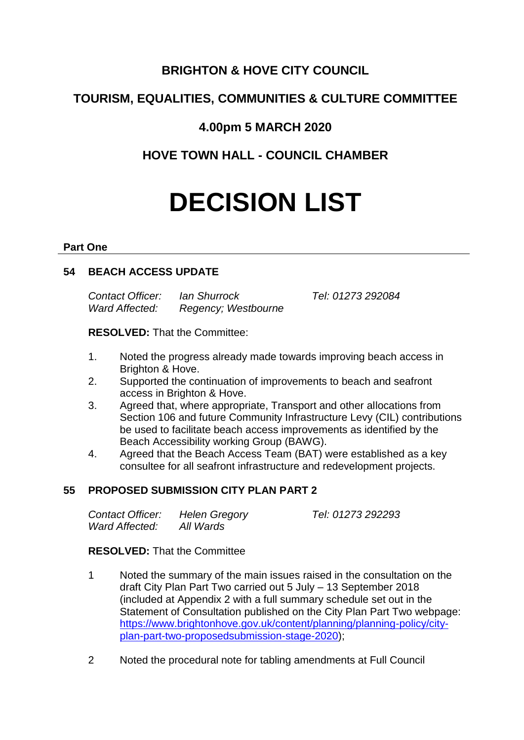# BRIGHTON & HOVE CITY COUNCIL

## TOURISM, EQUALITIES, COMMUNITIES & CULTURE COMMITTEE

## 4.00pm 5 MARCH 2020

## HOVE TOWN HALL - COUNCIL CHAMBER

# DECISION LIST

**Part One**

---

### 54 BEACH ACCESS UPDATE

| | | |
|---|---|---|
| *Contact Officer:* | *Ian Shurrock* | *Tel: 01273 292084* |
| *Ward Affected:* | *Regency; Westbourne* | |

**RESOLVED:** That the Committee:

1. Noted the progress already made towards improving beach access in Brighton & Hove.
2. Supported the continuation of improvements to beach and seafront access in Brighton & Hove.
3. Agreed that, where appropriate, Transport and other allocations from Section 106 and future Community Infrastructure Levy (CIL) contributions be used to facilitate beach access improvements as identified by the Beach Accessibility working Group (BAWG).
4. Agreed that the Beach Access Team (BAT) were established as a key consultee for all seafront infrastructure and redevelopment projects.

### 55 PROPOSED SUBMISSION CITY PLAN PART 2

| | | |
|---|---|---|
| *Contact Officer:* | *Helen Gregory* | *Tel: 01273 292293* |
| *Ward Affected:* | *All Wards* | |

**RESOLVED:** That the Committee

1 Noted the summary of the main issues raised in the consultation on the draft City Plan Part Two carried out 5 July – 13 September 2018 (included at Appendix 2 with a full summary schedule set out in the Statement of Consultation published on the City Plan Part Two webpage: [https://www.brightonhove.gov.uk/content/planning/planning-policy/city-plan-part-two-proposedsubmission-stage-2020](https://www.brightonhove.gov.uk/content/planning/planning-policy/city-plan-part-two-proposedsubmission-stage-2020));

2 Noted the procedural note for tabling amendments at Full Council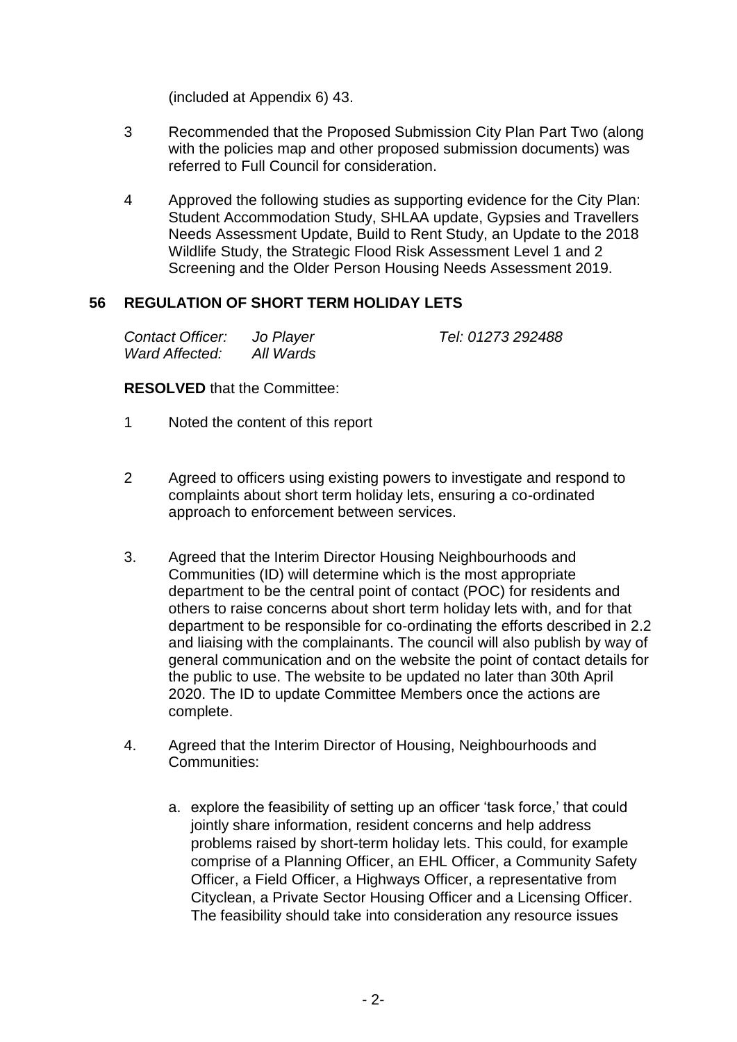(included at Appendix 6) 43.

3 Recommended that the Proposed Submission City Plan Part Two (along with the policies map and other proposed submission documents) was referred to Full Council for consideration.

4 Approved the following studies as supporting evidence for the City Plan: Student Accommodation Study, SHLAA update, Gypsies and Travellers Needs Assessment Update, Build to Rent Study, an Update to the 2018 Wildlife Study, the Strategic Flood Risk Assessment Level 1 and 2 Screening and the Older Person Housing Needs Assessment 2019.

## 56 REGULATION OF SHORT TERM HOLIDAY LETS

*Contact Officer:* *Jo Player* *Tel: 01273 292488*
*Ward Affected:* *All Wards*

**RESOLVED** that the Committee:

1 Noted the content of this report

2 Agreed to officers using existing powers to investigate and respond to complaints about short term holiday lets, ensuring a co-ordinated approach to enforcement between services.

3. Agreed that the Interim Director Housing Neighbourhoods and Communities (ID) will determine which is the most appropriate department to be the central point of contact (POC) for residents and others to raise concerns about short term holiday lets with, and for that department to be responsible for co-ordinating the efforts described in 2.2 and liaising with the complainants. The council will also publish by way of general communication and on the website the point of contact details for the public to use. The website to be updated no later than 30th April 2020. The ID to update Committee Members once the actions are complete.

4. Agreed that the Interim Director of Housing, Neighbourhoods and Communities:

   a. explore the feasibility of setting up an officer 'task force,' that could jointly share information, resident concerns and help address problems raised by short-term holiday lets. This could, for example comprise of a Planning Officer, an EHL Officer, a Community Safety Officer, a Field Officer, a Highways Officer, a representative from Cityclean, a Private Sector Housing Officer and a Licensing Officer. The feasibility should take into consideration any resource issues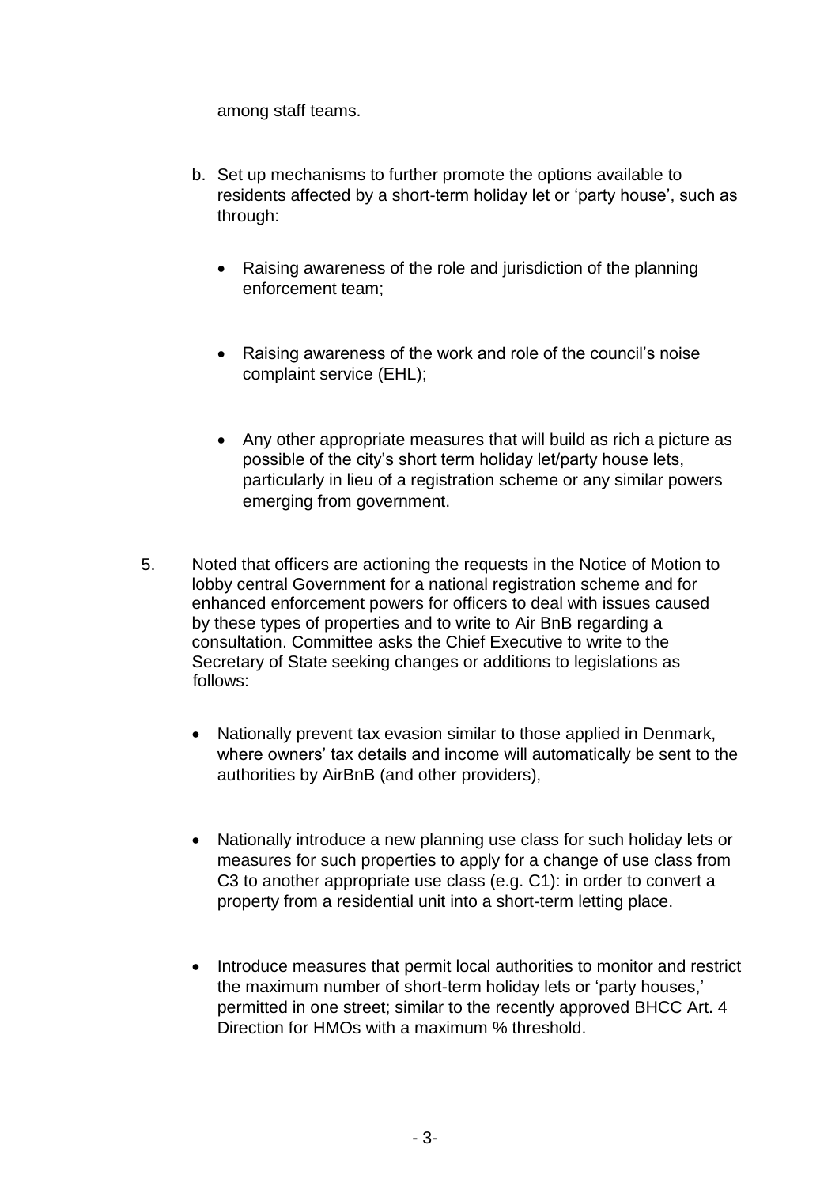among staff teams.

b. Set up mechanisms to further promote the options available to residents affected by a short-term holiday let or 'party house', such as through:

   - Raising awareness of the role and jurisdiction of the planning enforcement team;

   - Raising awareness of the work and role of the council's noise complaint service (EHL);

   - Any other appropriate measures that will build as rich a picture as possible of the city's short term holiday let/party house lets, particularly in lieu of a registration scheme or any similar powers emerging from government.

5. Noted that officers are actioning the requests in the Notice of Motion to lobby central Government for a national registration scheme and for enhanced enforcement powers for officers to deal with issues caused by these types of properties and to write to Air BnB regarding a consultation. Committee asks the Chief Executive to write to the Secretary of State seeking changes or additions to legislations as follows:

   - Nationally prevent tax evasion similar to those applied in Denmark, where owners' tax details and income will automatically be sent to the authorities by AirBnB (and other providers),

   - Nationally introduce a new planning use class for such holiday lets or measures for such properties to apply for a change of use class from C3 to another appropriate use class (e.g. C1): in order to convert a property from a residential unit into a short-term letting place.

   - Introduce measures that permit local authorities to monitor and restrict the maximum number of short-term holiday lets or 'party houses,' permitted in one street; similar to the recently approved BHCC Art. 4 Direction for HMOs with a maximum % threshold.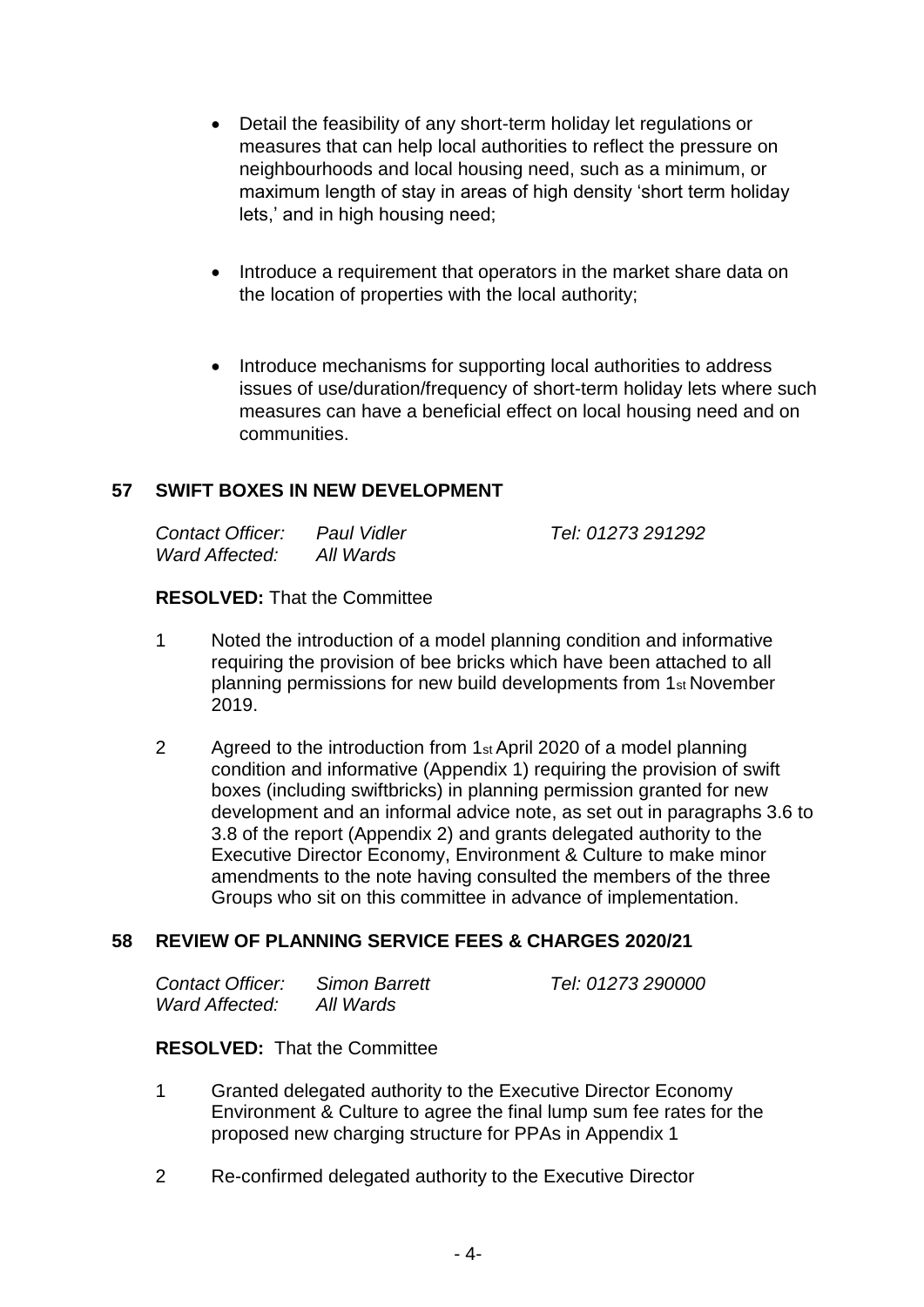- Detail the feasibility of any short-term holiday let regulations or measures that can help local authorities to reflect the pressure on neighbourhoods and local housing need, such as a minimum, or maximum length of stay in areas of high density 'short term holiday lets,' and in high housing need;

- Introduce a requirement that operators in the market share data on the location of properties with the local authority;

- Introduce mechanisms for supporting local authorities to address issues of use/duration/frequency of short-term holiday lets where such measures can have a beneficial effect on local housing need and on communities.

## 57 SWIFT BOXES IN NEW DEVELOPMENT

*Contact Officer:* *Paul Vidler* *Tel: 01273 291292*
*Ward Affected:* *All Wards*

**RESOLVED:** That the Committee

1 Noted the introduction of a model planning condition and informative requiring the provision of bee bricks which have been attached to all planning permissions for new build developments from 1st November 2019.

2 Agreed to the introduction from 1st April 2020 of a model planning condition and informative (Appendix 1) requiring the provision of swift boxes (including swiftbricks) in planning permission granted for new development and an informal advice note, as set out in paragraphs 3.6 to 3.8 of the report (Appendix 2) and grants delegated authority to the Executive Director Economy, Environment & Culture to make minor amendments to the note having consulted the members of the three Groups who sit on this committee in advance of implementation.

## 58 REVIEW OF PLANNING SERVICE FEES & CHARGES 2020/21

*Contact Officer:* *Simon Barrett* *Tel: 01273 290000*
*Ward Affected:* *All Wards*

**RESOLVED:** That the Committee

1 Granted delegated authority to the Executive Director Economy Environment & Culture to agree the final lump sum fee rates for the proposed new charging structure for PPAs in Appendix 1

2 Re-confirmed delegated authority to the Executive Director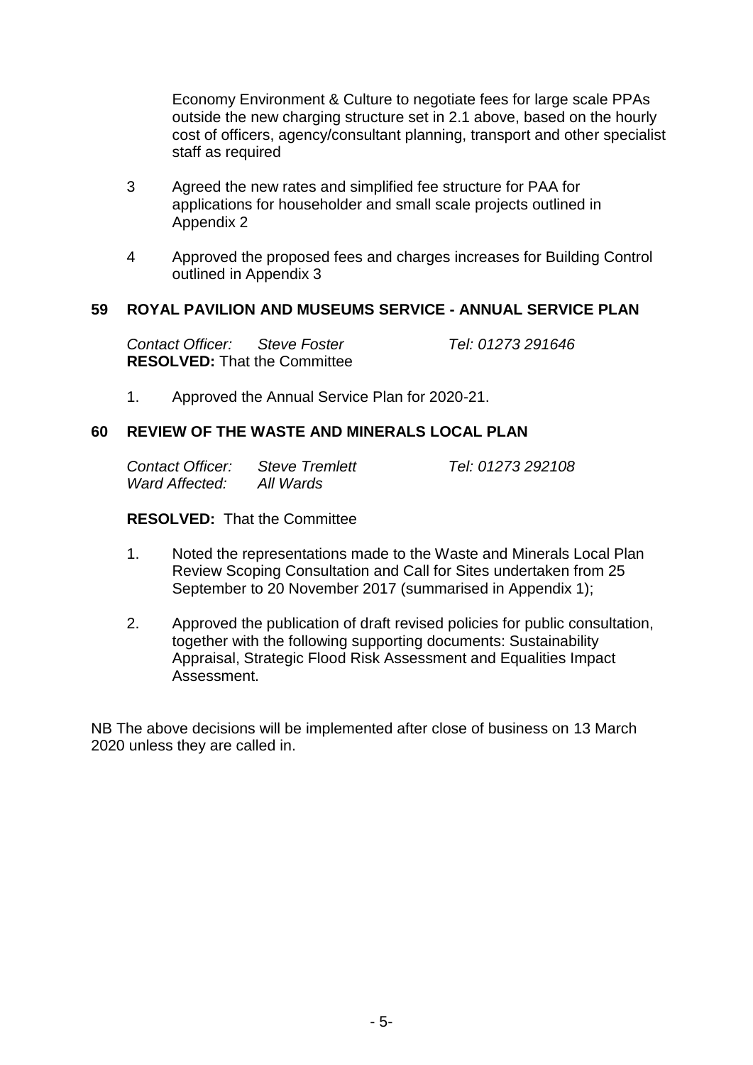Economy Environment & Culture to negotiate fees for large scale PPAs outside the new charging structure set in 2.1 above, based on the hourly cost of officers, agency/consultant planning, transport and other specialist staff as required

3 Agreed the new rates and simplified fee structure for PAA for applications for householder and small scale projects outlined in Appendix 2

4 Approved the proposed fees and charges increases for Building Control outlined in Appendix 3

## 59 ROYAL PAVILION AND MUSEUMS SERVICE - ANNUAL SERVICE PLAN

*Contact Officer: Steve Foster* *Tel: 01273 291646*
**RESOLVED:** That the Committee

1. Approved the Annual Service Plan for 2020-21.

## 60 REVIEW OF THE WASTE AND MINERALS LOCAL PLAN

*Contact Officer: Steve Tremlett* *Tel: 01273 292108*
*Ward Affected: All Wards*

**RESOLVED:** That the Committee

1. Noted the representations made to the Waste and Minerals Local Plan Review Scoping Consultation and Call for Sites undertaken from 25 September to 20 November 2017 (summarised in Appendix 1);

2. Approved the publication of draft revised policies for public consultation, together with the following supporting documents: Sustainability Appraisal, Strategic Flood Risk Assessment and Equalities Impact Assessment.

NB The above decisions will be implemented after close of business on 13 March 2020 unless they are called in.